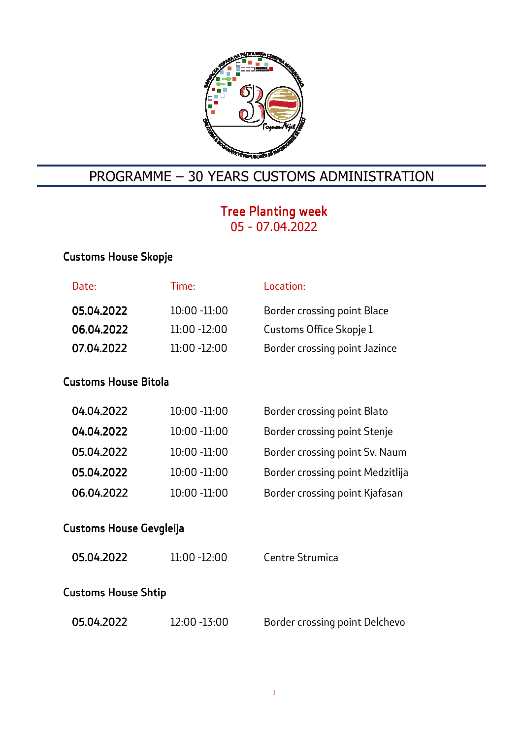# PROGRAMME – 30 YEARS CUSTOMS ADMINISTRATION

## Tree Planting week
05 - 07.04.2022

### Customs House Skopje

| Date: | Time: | Location: |
|---|---|---|
| **05.04.2022** | 10:00 -11:00 | Border crossing point Blace |
| **06.04.2022** | 11:00 -12:00 | Customs Office Skopje 1 |
| **07.04.2022** | 11:00 -12:00 | Border crossing point Jazince |

### Customs House Bitola

| Date: | Time: | Location: |
|---|---|---|
| **04.04.2022** | 10:00 -11:00 | Border crossing point Blato |
| **04.04.2022** | 10:00 -11:00 | Border crossing point Stenje |
| **05.04.2022** | 10:00 -11:00 | Border crossing point Sv. Naum |
| **05.04.2022** | 10:00 -11:00 | Border crossing point Medzitlija |
| **06.04.2022** | 10:00 -11:00 | Border crossing point Kjafasan |

### Customs House Gevgleija

| Date: | Time: | Location: |
|---|---|---|
| **05.04.2022** | 11:00 -12:00 | Centre Strumica |

### Customs House Shtip

| Date: | Time: | Location: |
|---|---|---|
| **05.04.2022** | 12:00 -13:00 | Border crossing point Delchevo |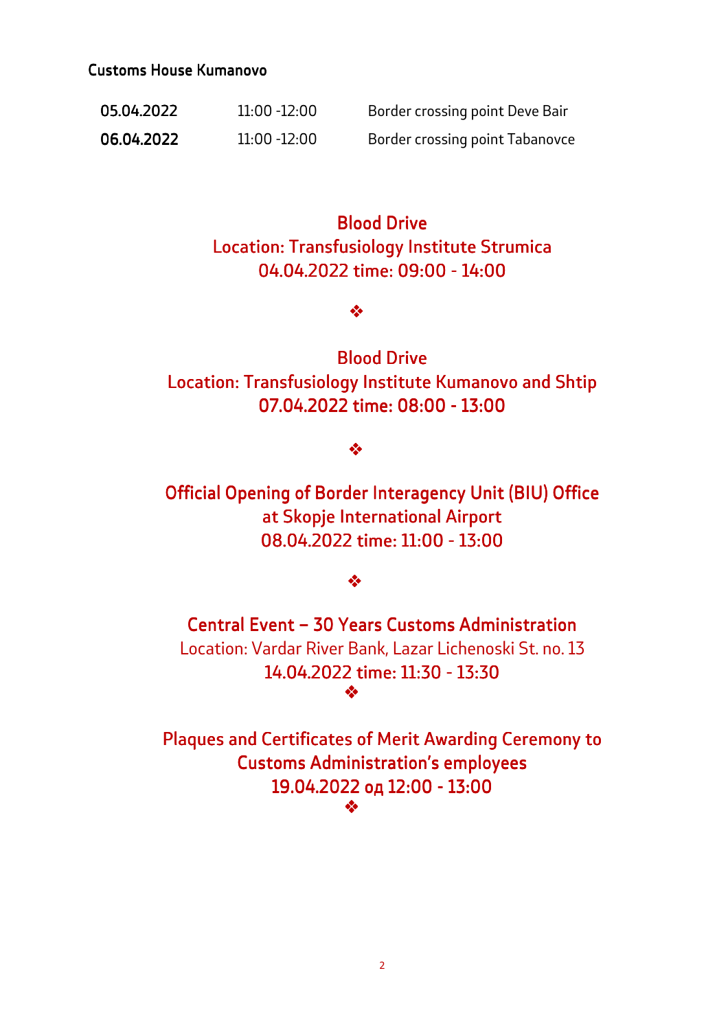Customs House Kumanovo

| | | |
|---|---|---|
| **05.04.2022** | 11:00 -12:00 | Border crossing point Deve Bair |
| **06.04.2022** | 11:00 -12:00 | Border crossing point Tabanovce |

**Blood Drive**
**Location: Transfusiology Institute Strumica**
**04.04.2022 time: 09:00 - 14:00**

❖

**Blood Drive**
**Location: Transfusiology Institute Kumanovo and Shtip**
**07.04.2022 time: 08:00 - 13:00**

❖

**Official Opening of Border Interagency Unit (BIU) Office at Skopje International Airport**
**08.04.2022 time: 11:00 - 13:00**

❖

**Central Event – 30 Years Customs Administration**
Location: Vardar River Bank, Lazar Lichenoski St. no. 13
**14.04.2022 time: 11:30 - 13:30**

❖

**Plaques and Certificates of Merit Awarding Ceremony to Customs Administration's employees**
**19.04.2022 од 12:00 - 13:00**

❖